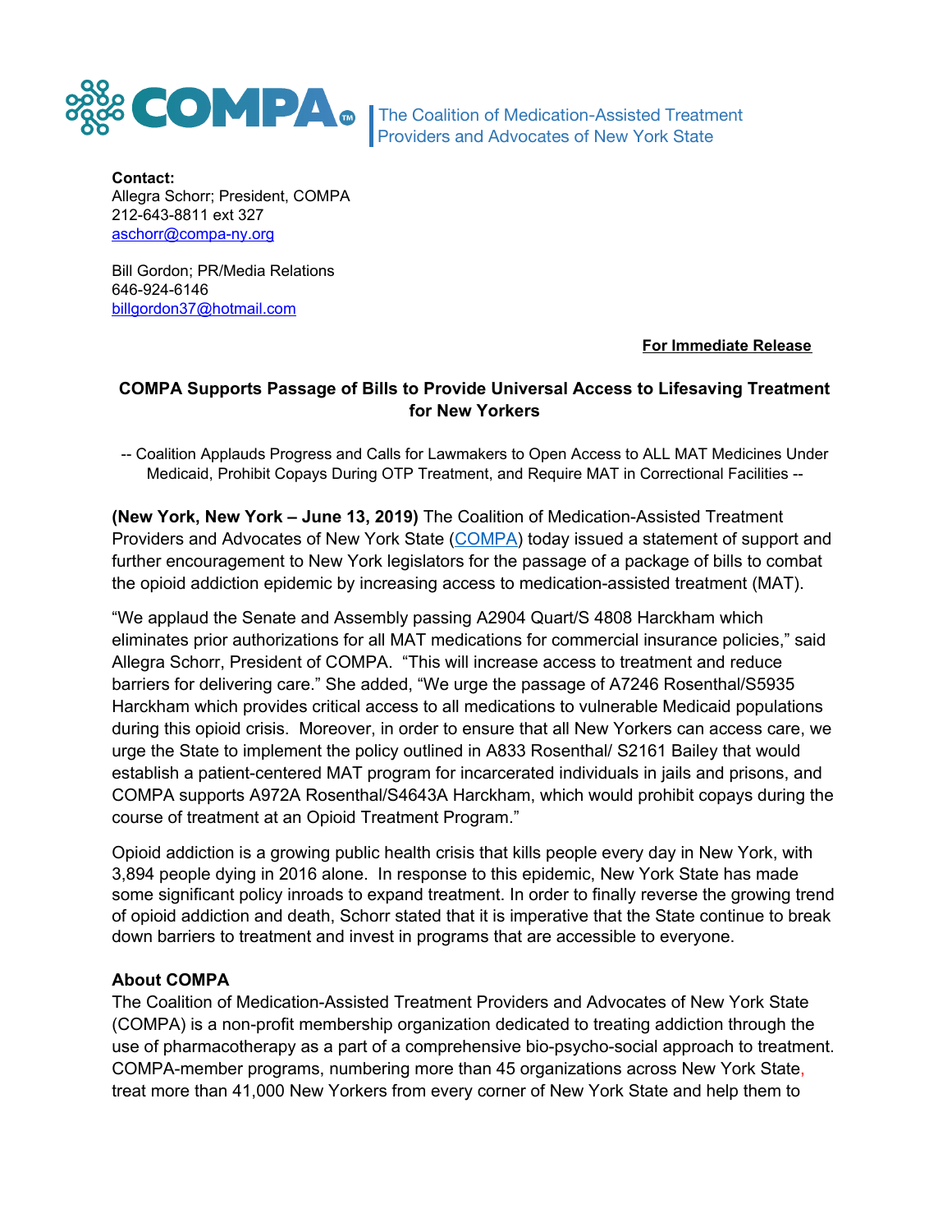COMPA™ | The Coalition of Medication-Assisted Treatment Providers and Advocates of New York State

**Contact:**
Allegra Schorr; President, COMPA
212-643-8811 ext 327
aschorr@compa-ny.org

Bill Gordon; PR/Media Relations
646-924-6146
billgordon37@hotmail.com

**For Immediate Release**

## COMPA Supports Passage of Bills to Provide Universal Access to Lifesaving Treatment for New Yorkers

-- Coalition Applauds Progress and Calls for Lawmakers to Open Access to ALL MAT Medicines Under Medicaid, Prohibit Copays During OTP Treatment, and Require MAT in Correctional Facilities --

**(New York, New York – June 13, 2019)** The Coalition of Medication-Assisted Treatment Providers and Advocates of New York State (COMPA) today issued a statement of support and further encouragement to New York legislators for the passage of a package of bills to combat the opioid addiction epidemic by increasing access to medication-assisted treatment (MAT).

"We applaud the Senate and Assembly passing A2904 Quart/S 4808 Harckham which eliminates prior authorizations for all MAT medications for commercial insurance policies," said Allegra Schorr, President of COMPA. "This will increase access to treatment and reduce barriers for delivering care." She added, "We urge the passage of A7246 Rosenthal/S5935 Harckham which provides critical access to all medications to vulnerable Medicaid populations during this opioid crisis. Moreover, in order to ensure that all New Yorkers can access care, we urge the State to implement the policy outlined in A833 Rosenthal/ S2161 Bailey that would establish a patient-centered MAT program for incarcerated individuals in jails and prisons, and COMPA supports A972A Rosenthal/S4643A Harckham, which would prohibit copays during the course of treatment at an Opioid Treatment Program."

Opioid addiction is a growing public health crisis that kills people every day in New York, with 3,894 people dying in 2016 alone. In response to this epidemic, New York State has made some significant policy inroads to expand treatment. In order to finally reverse the growing trend of opioid addiction and death, Schorr stated that it is imperative that the State continue to break down barriers to treatment and invest in programs that are accessible to everyone.

**About COMPA**
The Coalition of Medication-Assisted Treatment Providers and Advocates of New York State (COMPA) is a non-profit membership organization dedicated to treating addiction through the use of pharmacotherapy as a part of a comprehensive bio-psycho-social approach to treatment. COMPA-member programs, numbering more than 45 organizations across New York State, treat more than 41,000 New Yorkers from every corner of New York State and help them to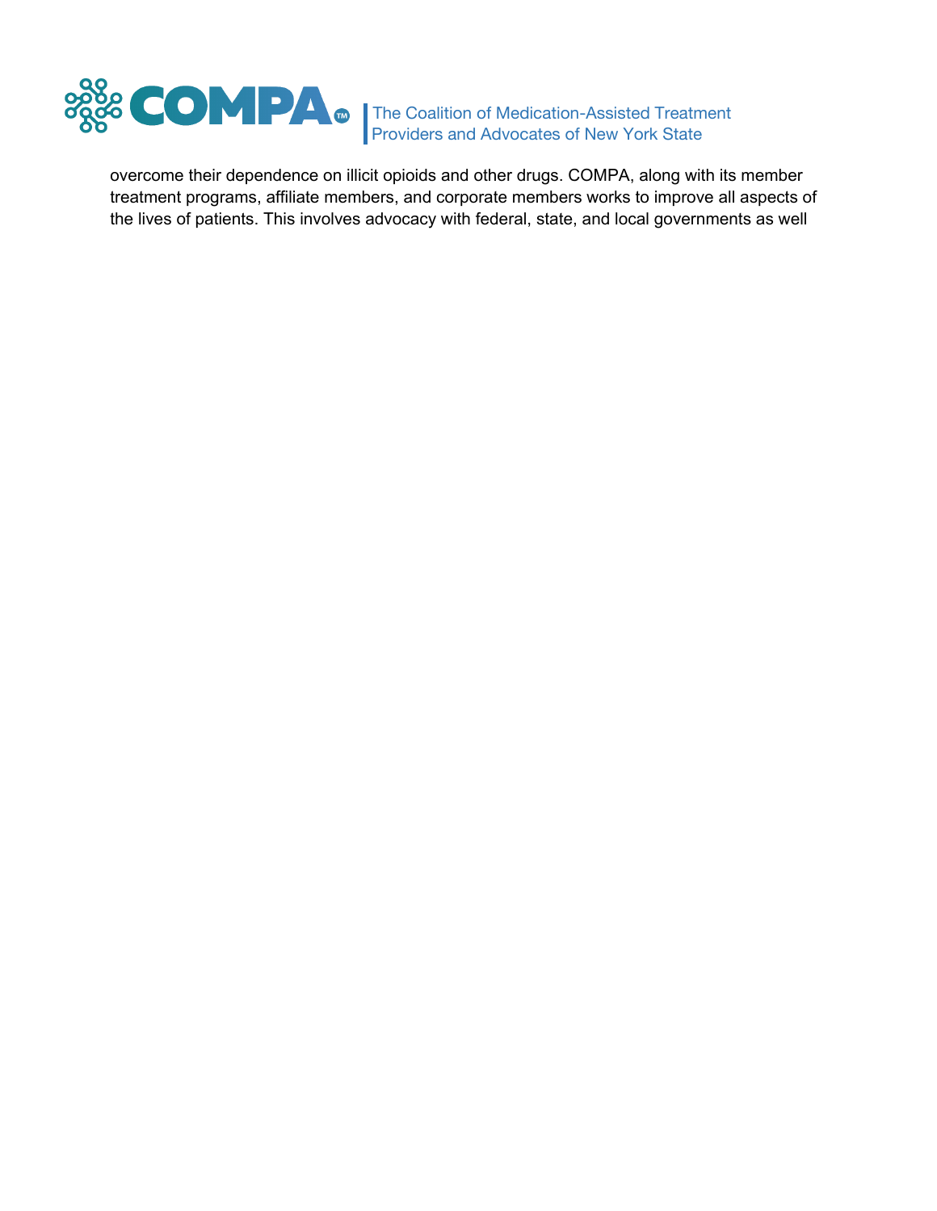overcome their dependence on illicit opioids and other drugs. COMPA, along with its member treatment programs, affiliate members, and corporate members works to improve all aspects of the lives of patients. This involves advocacy with federal, state, and local governments as well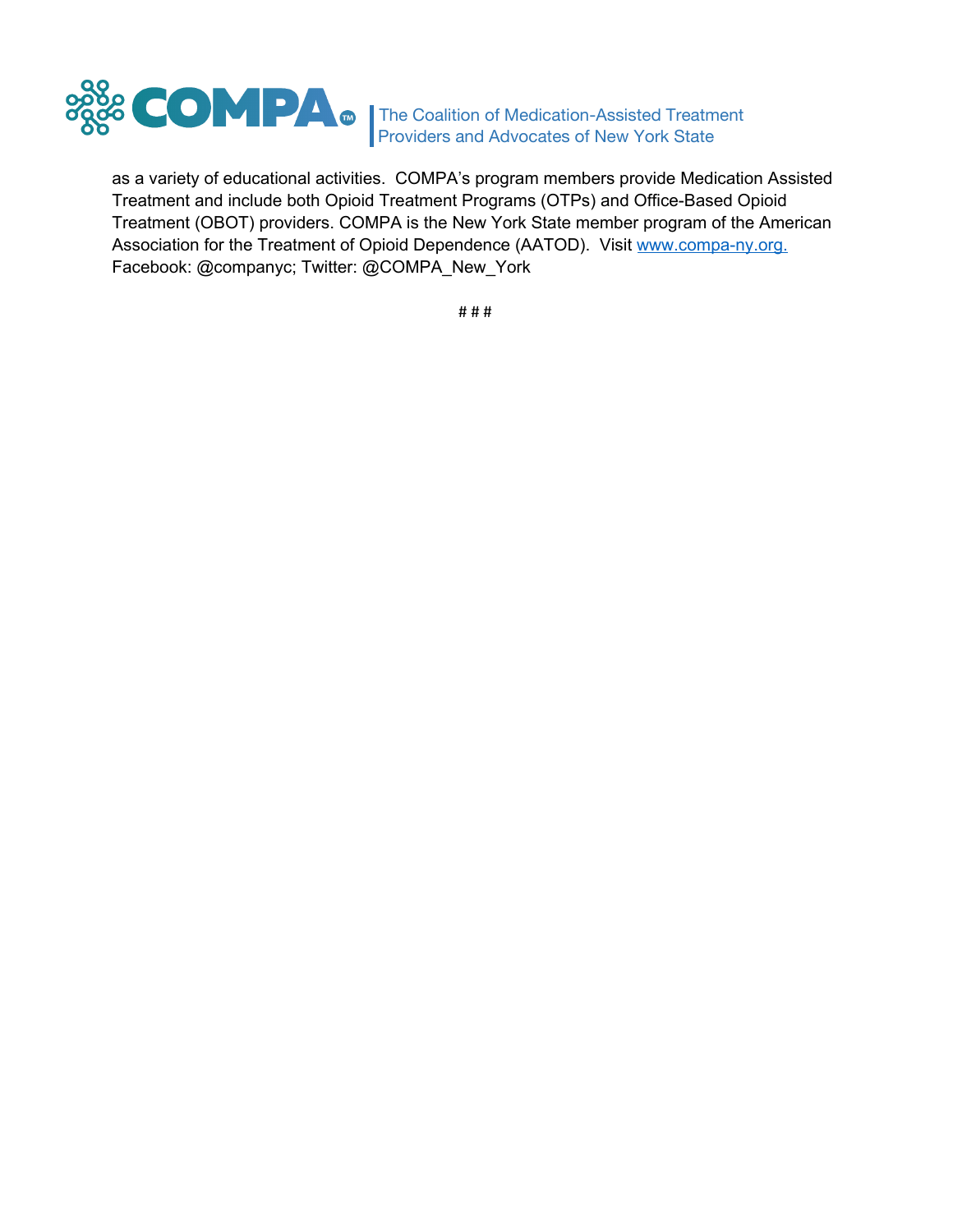as a variety of educational activities. COMPA's program members provide Medication Assisted Treatment and include both Opioid Treatment Programs (OTPs) and Office-Based Opioid Treatment (OBOT) providers. COMPA is the New York State member program of the American Association for the Treatment of Opioid Dependence (AATOD). Visit [www.compa-ny.org.](http://www.compa-ny.org) Facebook: @companyc; Twitter: @COMPA_New_York

# # #